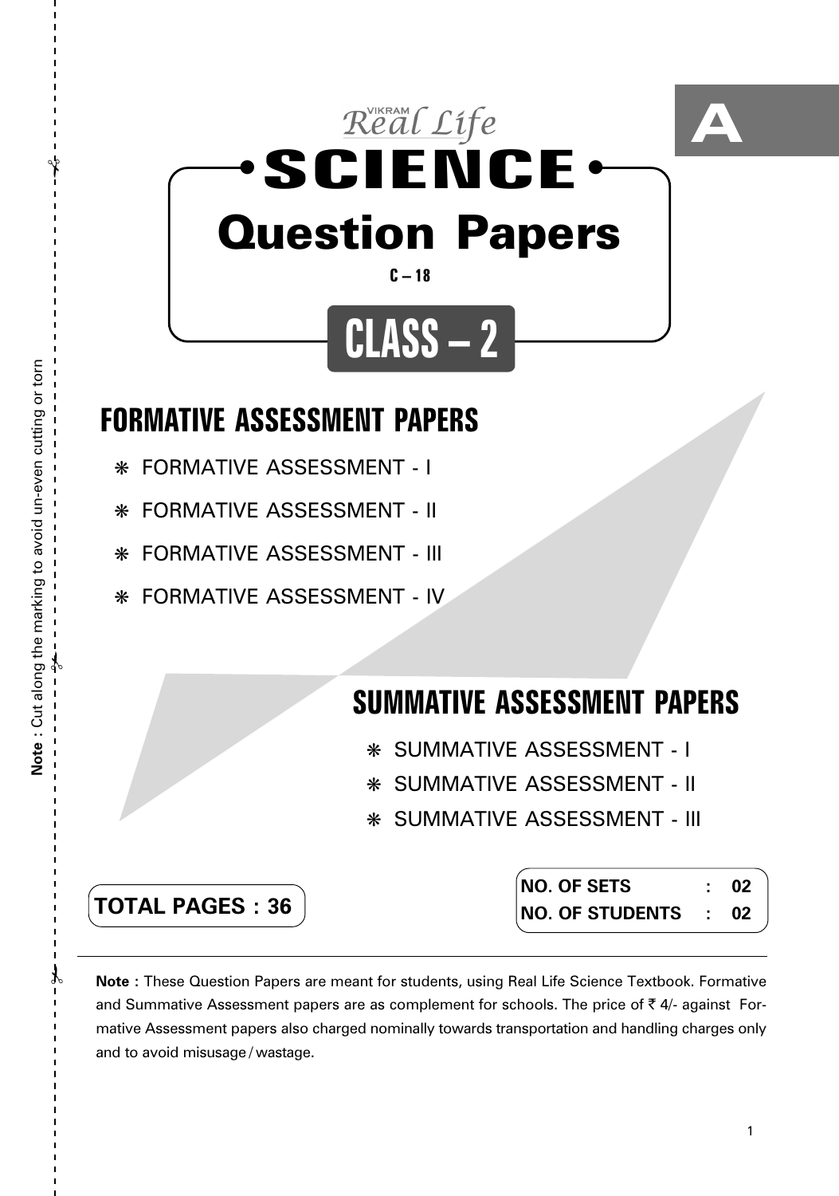A

VIKRAM *Real Life*

# SCIENCE

# Question Papers

C – 18

## CLASS – 2

## FORMATIVE ASSESSMENT PAPERS

- FORMATIVE ASSESSMENT - I
- FORMATIVE ASSESSMENT - II
- FORMATIVE ASSESSMENT - III
- FORMATIVE ASSESSMENT - IV

## SUMMATIVE ASSESSMENT PAPERS

- SUMMATIVE ASSESSMENT - I
- SUMMATIVE ASSESSMENT - II
- SUMMATIVE ASSESSMENT - III

**TOTAL PAGES : 36**

**NO. OF SETS : 02**
**NO. OF STUDENTS : 02**

**Note :** These Question Papers are meant for students, using Real Life Science Textbook. Formative and Summative Assessment papers are as complement for schools. The price of ₹ 4/- against Formative Assessment papers also charged nominally towards transportation and handling charges only and to avoid misusage / wastage.

**Note :** Cut along the marking to avoid un-even cutting or torn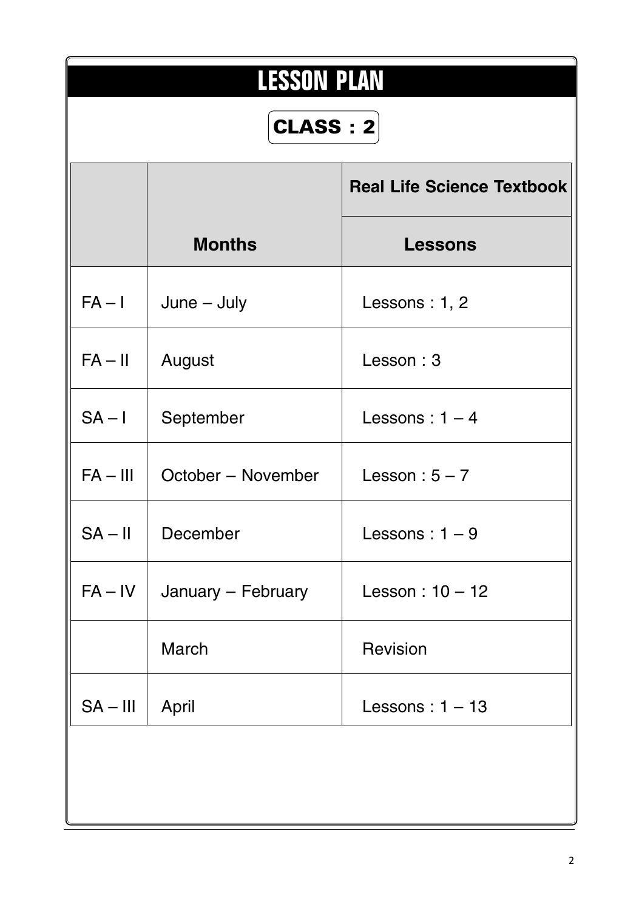# LESSON PLAN

## CLASS : 2

| | | Real Life Science Textbook |
|---|---|---|
| | **Months** | **Lessons** |
| FA – I | June – July | Lessons : 1, 2 |
| FA – II | August | Lesson : 3 |
| SA – I | September | Lessons : 1 – 4 |
| FA – III | October – November | Lesson : 5 – 7 |
| SA – II | December | Lessons : 1 – 9 |
| FA – IV | January – February | Lesson : 10 – 12 |
| | March | Revision |
| SA – III | April | Lessons : 1 – 13 |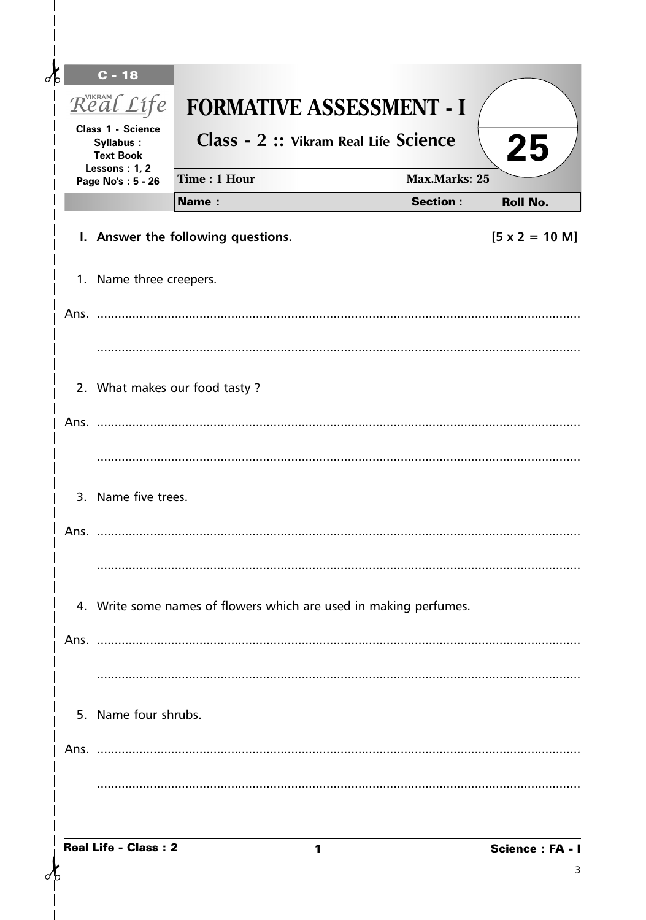C - 18

Vikram Real Life

Class 1 - Science
Syllabus :
Text Book
Lessons : 1, 2
Page No's : 5 - 26

# FORMATIVE ASSESSMENT - I

## Class - 2 :: Vikram Real Life Science

**25**

| Time : 1 Hour | Max.Marks: 25 |
|---|---|

**Name :** **Section :** **Roll No.**

**I. Answer the following questions.** **[5 x 2 = 10 M]**

1. Name three creepers.

Ans. .......................................................................................................................................

.......................................................................................................................................

2. What makes our food tasty ?

Ans. .......................................................................................................................................

.......................................................................................................................................

3. Name five trees.

Ans. .......................................................................................................................................

.......................................................................................................................................

4. Write some names of flowers which are used in making perfumes.

Ans. .......................................................................................................................................

.......................................................................................................................................

5. Name four shrubs.

Ans. .......................................................................................................................................

.......................................................................................................................................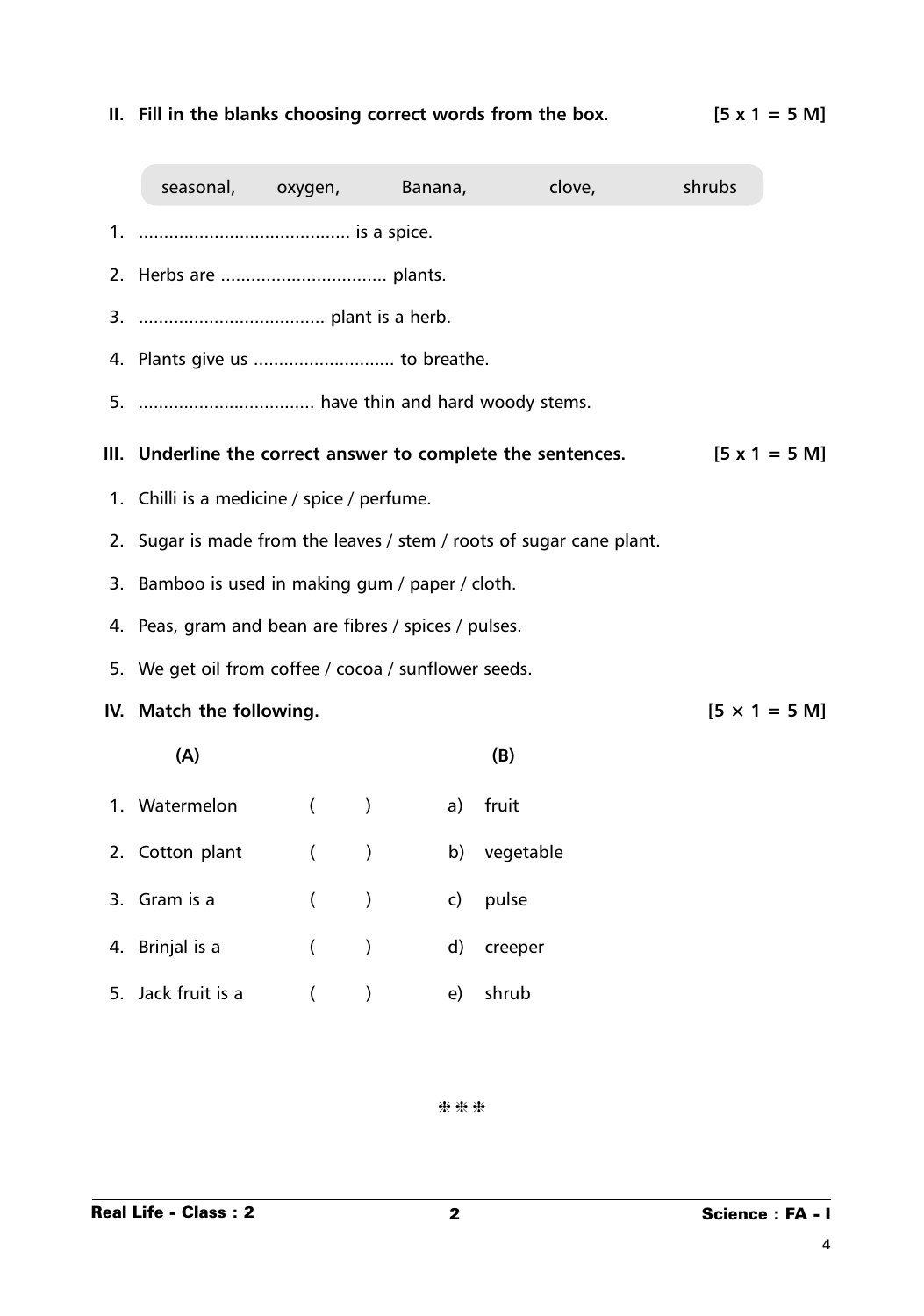**II. Fill in the blanks choosing correct words from the box.** **[5 x 1 = 5 M]**

| seasonal, | oxygen, | Banana, | clove, | shrubs |
|---|---|---|---|---|

1. .......................................... is a spice.
2. Herbs are ................................. plants.
3. .................................... plant is a herb.
4. Plants give us ............................ to breathe.
5. .................................. have thin and hard woody stems.

**III. Underline the correct answer to complete the sentences.** **[5 x 1 = 5 M]**

1. Chilli is a medicine / spice / perfume.
2. Sugar is made from the leaves / stem / roots of sugar cane plant.
3. Bamboo is used in making gum / paper / cloth.
4. Peas, gram and bean are fibres / spices / pulses.
5. We get oil from coffee / cocoa / sunflower seeds.

**IV. Match the following.** **[5 × 1 = 5 M]**

| (A) | | (B) |
|---|---|---|
| 1. Watermelon | ( ) | a) fruit |
| 2. Cotton plant | ( ) | b) vegetable |
| 3. Gram is a | ( ) | c) pulse |
| 4. Brinjal is a | ( ) | d) creeper |
| 5. Jack fruit is a | ( ) | e) shrub |

❋❋❋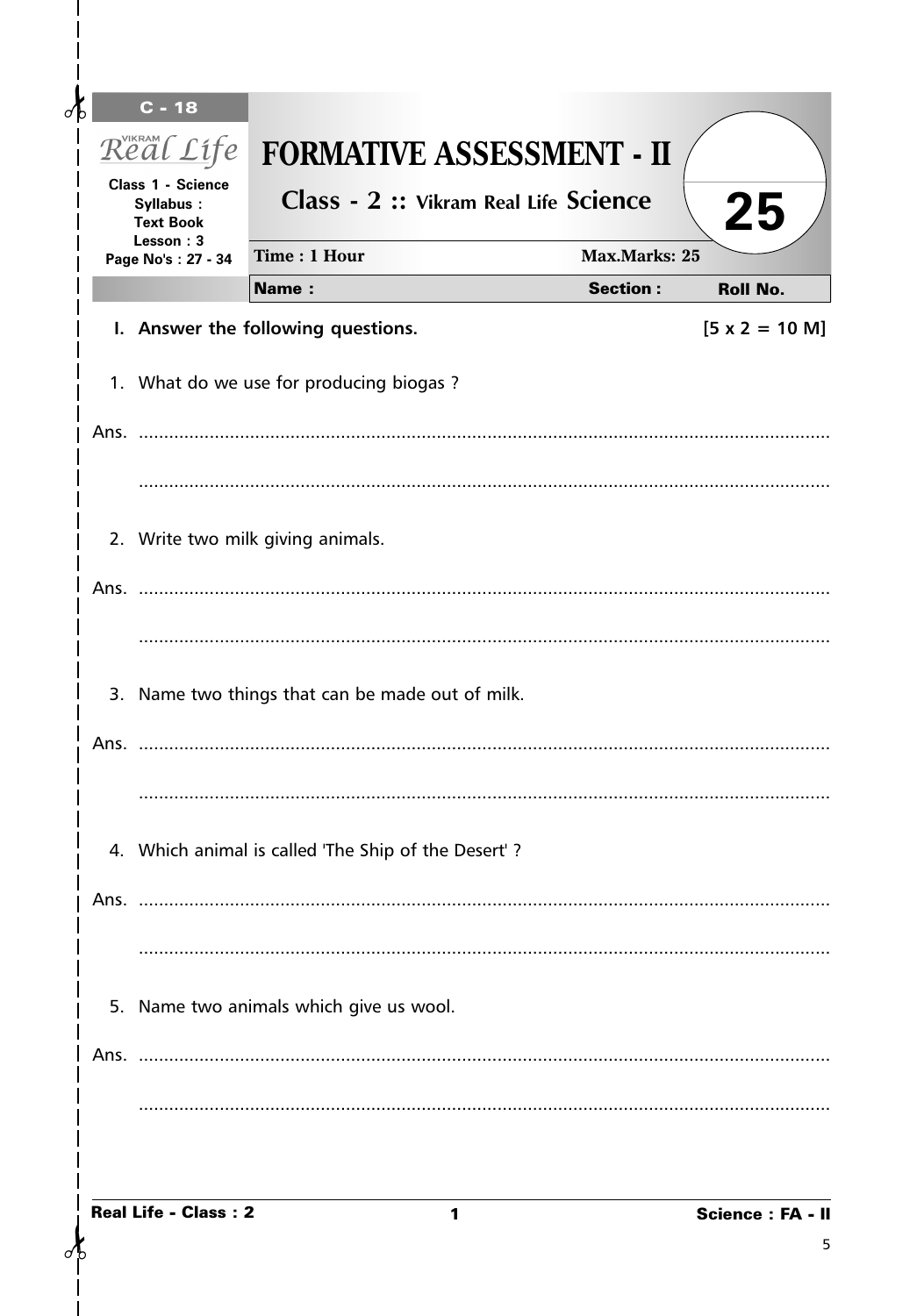C - 18

Vikram Real Life

Class 1 - Science
Syllabus :
Text Book
Lesson : 3
Page No's : 27 - 34

# FORMATIVE ASSESSMENT - II

## Class - 2 :: Vikram Real Life Science

**25**

Time : 1 Hour | Max.Marks: 25

**Name :** | **Section :** | **Roll No.**

**I. Answer the following questions.** **[5 x 2 = 10 M]**

1. What do we use for producing biogas ?

Ans. ........................................................................................................................

........................................................................................................................

2. Write two milk giving animals.

Ans. ........................................................................................................................

........................................................................................................................

3. Name two things that can be made out of milk.

Ans. ........................................................................................................................

........................................................................................................................

4. Which animal is called 'The Ship of the Desert' ?

Ans. ........................................................................................................................

........................................................................................................................

5. Name two animals which give us wool.

Ans. ........................................................................................................................

........................................................................................................................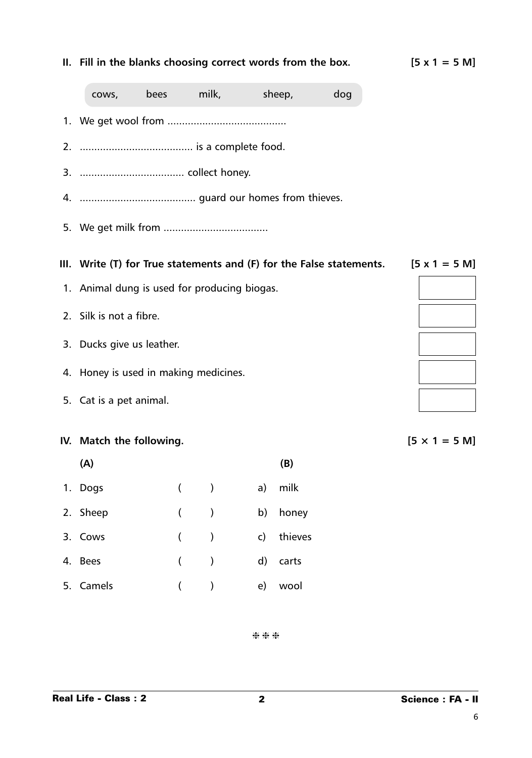## II. Fill in the blanks choosing correct words from the box. [5 x 1 = 5 M]

| cows, | bees | milk, | sheep, | dog |
|---|---|---|---|---|

1. We get wool from ........................................
2. ...................................... is a complete food.
3. ................................... collect honey.
4. ....................................... guard our homes from thieves.
5. We get milk from ...................................

## III. Write (T) for True statements and (F) for the False statements. [5 x 1 = 5 M]

1. Animal dung is used for producing biogas. [ ]
2. Silk is not a fibre. [ ]
3. Ducks give us leather. [ ]
4. Honey is used in making medicines. [ ]
5. Cat is a pet animal. [ ]

## IV. Match the following. [5 × 1 = 5 M]

| (A) | | (B) |
|---|---|---|
| 1. Dogs | ( ) | a) milk |
| 2. Sheep | ( ) | b) honey |
| 3. Cows | ( ) | c) thieves |
| 4. Bees | ( ) | d) carts |
| 5. Camels | ( ) | e) wool |

\*\*\*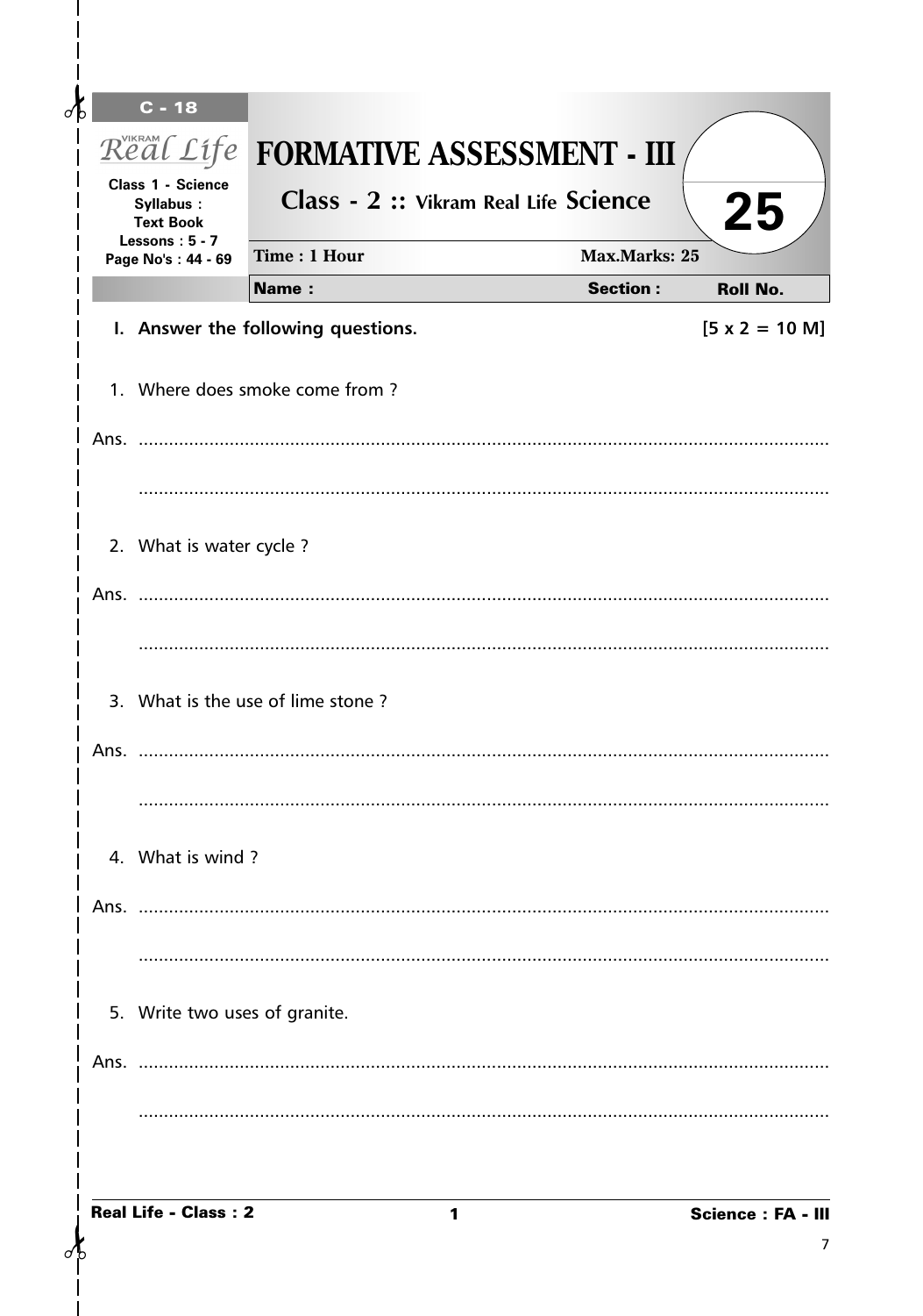C - 18

VIKRAM Real Life

Class 1 - Science
Syllabus :
Text Book
Lessons : 5 - 7
Page No's : 44 - 69

# FORMATIVE ASSESSMENT - III

## Class - 2 :: Vikram Real Life Science

25

Time : 1 Hour | Max.Marks: 25

**Name :** | **Section :** | **Roll No.**

**I. Answer the following questions.** **[5 x 2 = 10 M]**

1. Where does smoke come from ?

Ans. .......................................................................................................................................

.......................................................................................................................................

2. What is water cycle ?

Ans. .......................................................................................................................................

.......................................................................................................................................

3. What is the use of lime stone ?

Ans. .......................................................................................................................................

.......................................................................................................................................

4. What is wind ?

Ans. .......................................................................................................................................

.......................................................................................................................................

5. Write two uses of granite.

Ans. .......................................................................................................................................

.......................................................................................................................................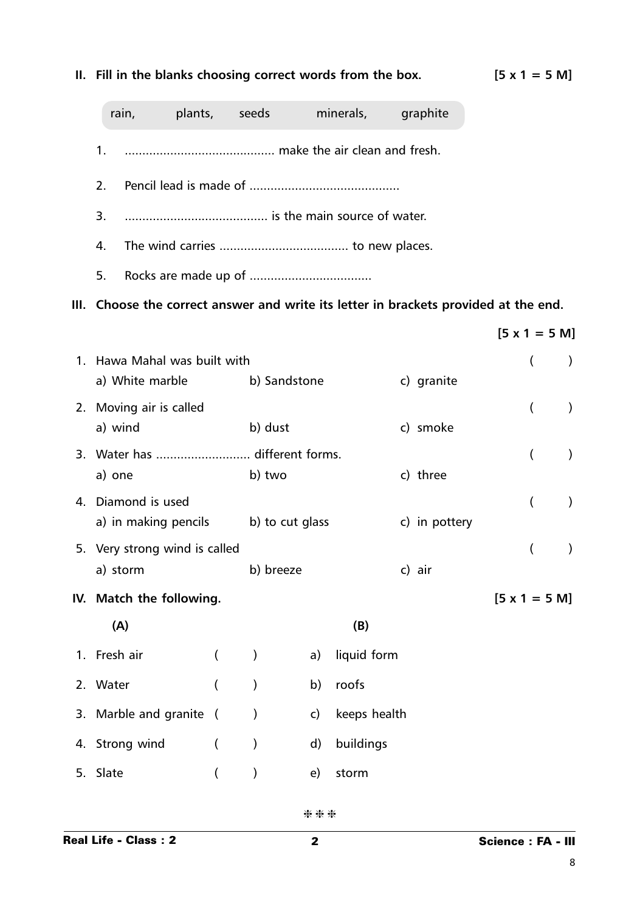**II. Fill in the blanks choosing correct words from the box.** **[5 x 1 = 5 M]**

| rain, | plants, | seeds | minerals, | graphite |
|---|---|---|---|---|

1. .......................................... make the air clean and fresh.
2. Pencil lead is made of ..........................................
3. ........................................ is the main source of water.
4. The wind carries .................................... to new places.
5. Rocks are made up of ..................................

**III. Choose the correct answer and write its letter in brackets provided at the end.** **[5 x 1 = 5 M]**

1. Hawa Mahal was built with ( )
   a) White marble  b) Sandstone  c) granite
2. Moving air is called ( )
   a) wind  b) dust  c) smoke
3. Water has .......................... different forms. ( )
   a) one  b) two  c) three
4. Diamond is used ( )
   a) in making pencils  b) to cut glass  c) in pottery
5. Very strong wind is called ( )
   a) storm  b) breeze  c) air

**IV. Match the following.** **[5 x 1 = 5 M]**

| (A) | | (B) |
|---|---|---|
| 1. Fresh air | ( ) | a) liquid form |
| 2. Water | ( ) | b) roofs |
| 3. Marble and granite | ( ) | c) keeps health |
| 4. Strong wind | ( ) | d) buildings |
| 5. Slate | ( ) | e) storm |

❉❉❉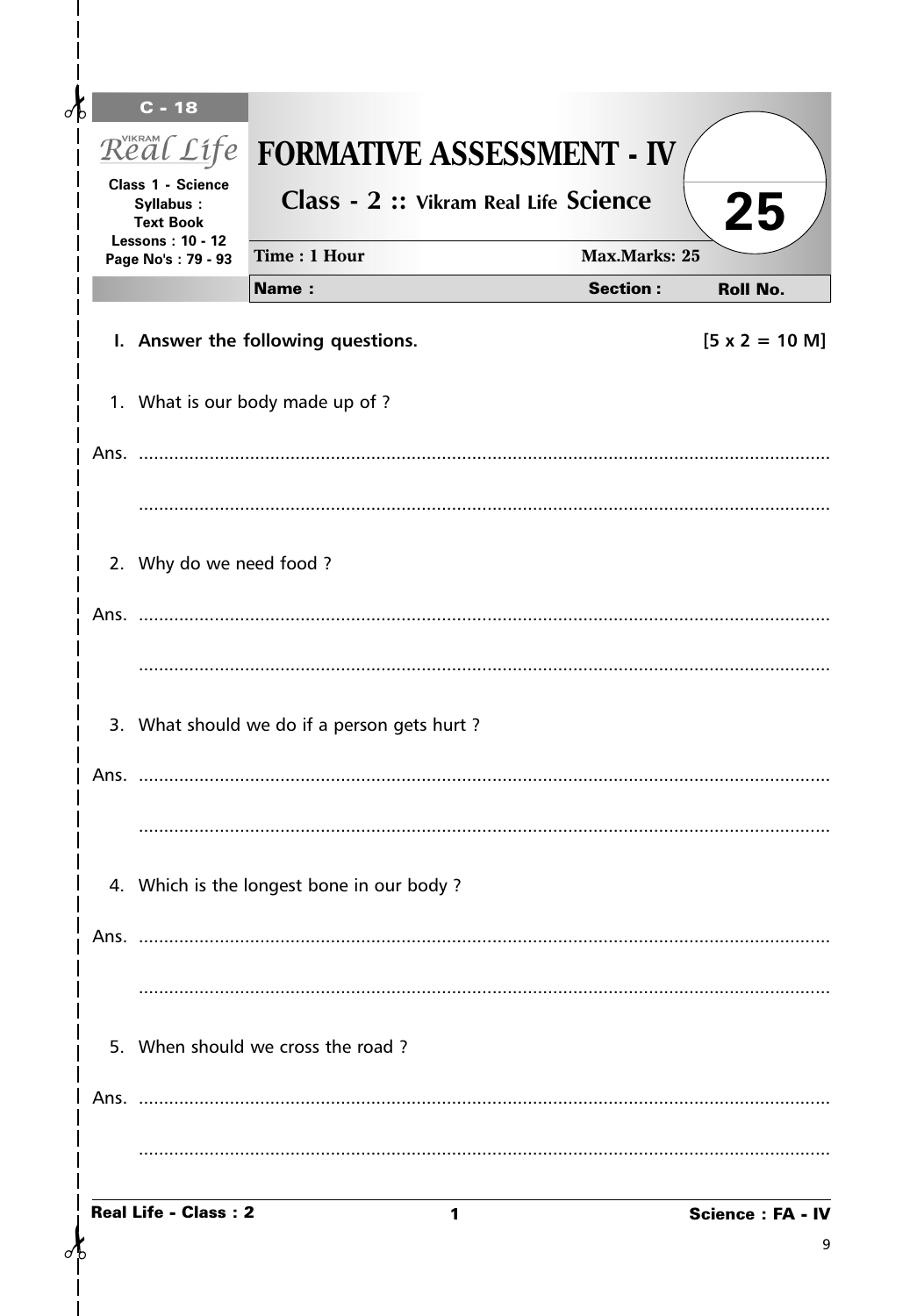C - 18

Real Life

Class 1 - Science
Syllabus :
Text Book
Lessons : 10 - 12
Page No's : 79 - 93

# FORMATIVE ASSESSMENT - IV

## Class - 2 :: Vikram Real Life Science

**25**

Time : 1 Hour | Max.Marks: 25

**Name :** | **Section :** | **Roll No.**

**I. Answer the following questions.** **[5 x 2 = 10 M]**

1. What is our body made up of ?

Ans. ..........................................................................................................................

..........................................................................................................................

2. Why do we need food ?

Ans. ..........................................................................................................................

..........................................................................................................................

3. What should we do if a person gets hurt ?

Ans. ..........................................................................................................................

..........................................................................................................................

4. Which is the longest bone in our body ?

Ans. ..........................................................................................................................

..........................................................................................................................

5. When should we cross the road ?

Ans. ..........................................................................................................................

..........................................................................................................................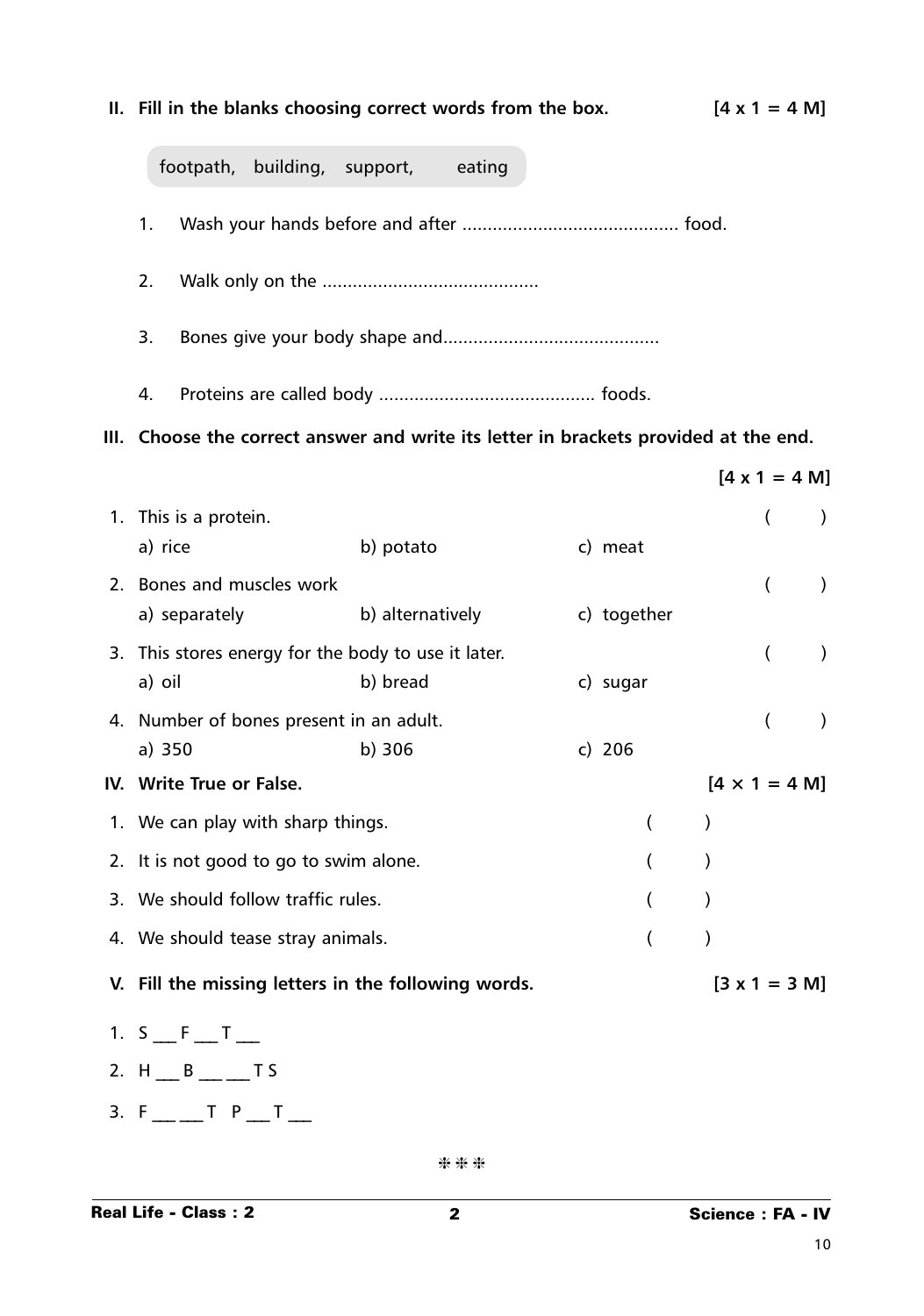**II. Fill in the blanks choosing correct words from the box.** **[4 x 1 = 4 M]**

footpath, building, support, eating

1. Wash your hands before and after ........................................... food.
2. Walk only on the ...........................................
3. Bones give your body shape and...........................................
4. Proteins are called body ........................................... foods.

**III. Choose the correct answer and write its letter in brackets provided at the end.** **[4 x 1 = 4 M]**

1. This is a protein. ( )
   a) rice b) potato c) meat
2. Bones and muscles work ( )
   a) separately b) alternatively c) together
3. This stores energy for the body to use it later. ( )
   a) oil b) bread c) sugar
4. Number of bones present in an adult. ( )
   a) 350 b) 306 c) 206

**IV. Write True or False.** **[4 × 1 = 4 M]**

1. We can play with sharp things. ( )
2. It is not good to go to swim alone. ( )
3. We should follow traffic rules. ( )
4. We should tease stray animals. ( )

**V. Fill the missing letters in the following words.** **[3 x 1 = 3 M]**

1. S ___ F ___ T ___
2. H ___ B ___ ___ T S
3. F ___ ___ T P ___ T ___

❊❊❊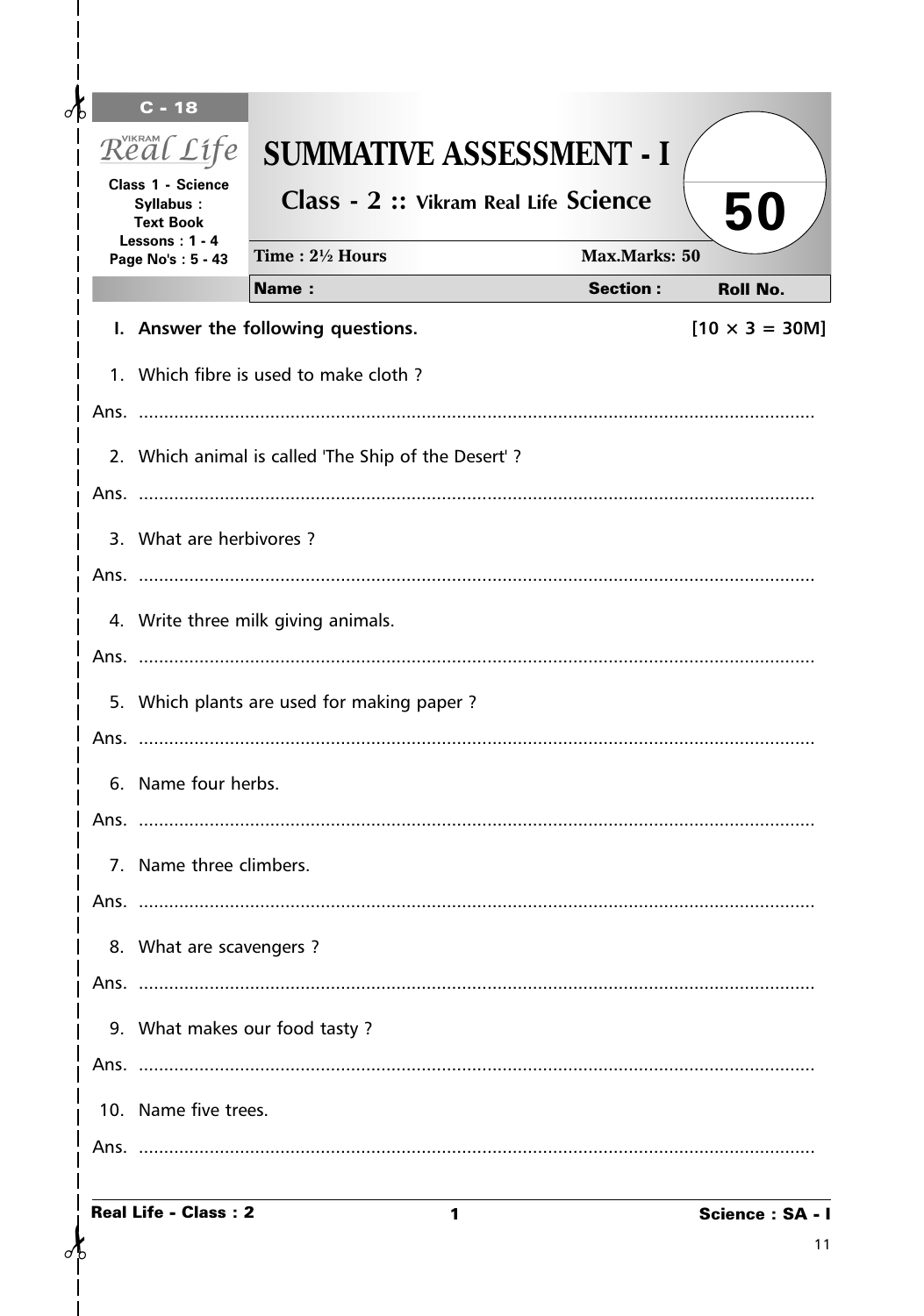C - 18

Real Life

Class 1 - Science
Syllabus :
Text Book
Lessons : 1 - 4
Page No's : 5 - 43

# SUMMATIVE ASSESSMENT - I

## Class - 2 :: Vikram Real Life Science

**50**

Time : 2½ Hours | Max.Marks: 50

**Name :** | **Section :** | **Roll No.**

**I. Answer the following questions.** **[10 × 3 = 30M]**

1. Which fibre is used to make cloth ?

Ans. ....................................................................................................................................

2. Which animal is called 'The Ship of the Desert' ?

Ans. ....................................................................................................................................

3. What are herbivores ?

Ans. ....................................................................................................................................

4. Write three milk giving animals.

Ans. ....................................................................................................................................

5. Which plants are used for making paper ?

Ans. ....................................................................................................................................

6. Name four herbs.

Ans. ....................................................................................................................................

7. Name three climbers.

Ans. ....................................................................................................................................

8. What are scavengers ?

Ans. ....................................................................................................................................

9. What makes our food tasty ?

Ans. ....................................................................................................................................

10. Name five trees.

Ans. ....................................................................................................................................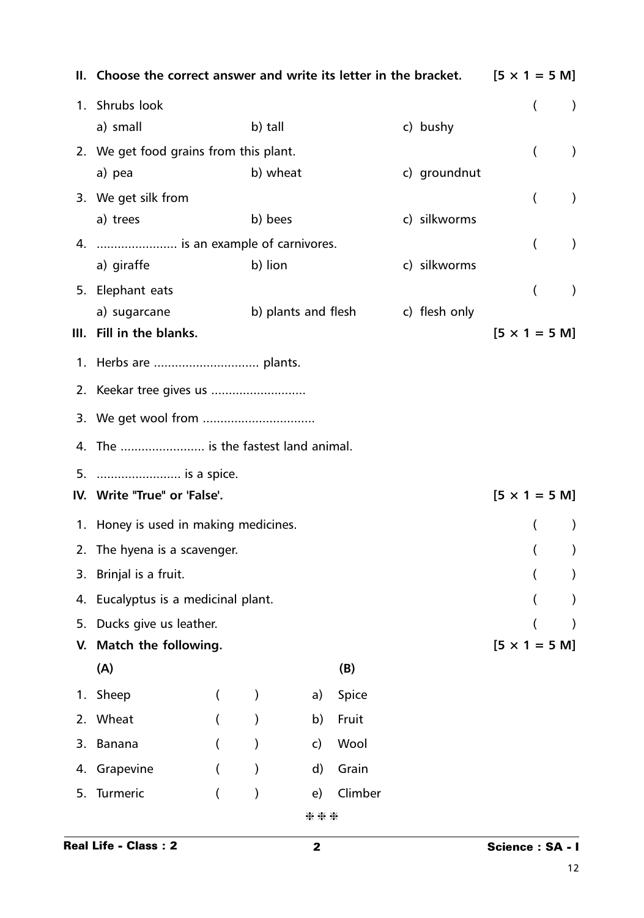## II. Choose the correct answer and write its letter in the bracket. [5 × 1 = 5 M]

1. Shrubs look ( )
   a) small b) tall c) bushy
2. We get food grains from this plant. ( )
   a) pea b) wheat c) groundnut
3. We get silk from ( )
   a) trees b) bees c) silkworms
4. ...................... is an example of carnivores. ( )
   a) giraffe b) lion c) silkworms
5. Elephant eats ( )
   a) sugarcane b) plants and flesh c) flesh only

## III. Fill in the blanks. [5 × 1 = 5 M]

1. Herbs are .............................. plants.
2. Keekar tree gives us ...........................
3. We get wool from ................................
4. The ........................ is the fastest land animal.
5. ........................ is a spice.

## IV. Write "True" or 'False'. [5 × 1 = 5 M]

1. Honey is used in making medicines. ( )
2. The hyena is a scavenger. ( )
3. Brinjal is a fruit. ( )
4. Eucalyptus is a medicinal plant. ( )
5. Ducks give us leather. ( )

## V. Match the following. [5 × 1 = 5 M]

| (A) | | (B) |
|---|---|---|
| 1. Sheep | ( ) | a) Spice |
| 2. Wheat | ( ) | b) Fruit |
| 3. Banana | ( ) | c) Wool |
| 4. Grapevine | ( ) | d) Grain |
| 5. Turmeric | ( ) | e) Climber |

\*\*\*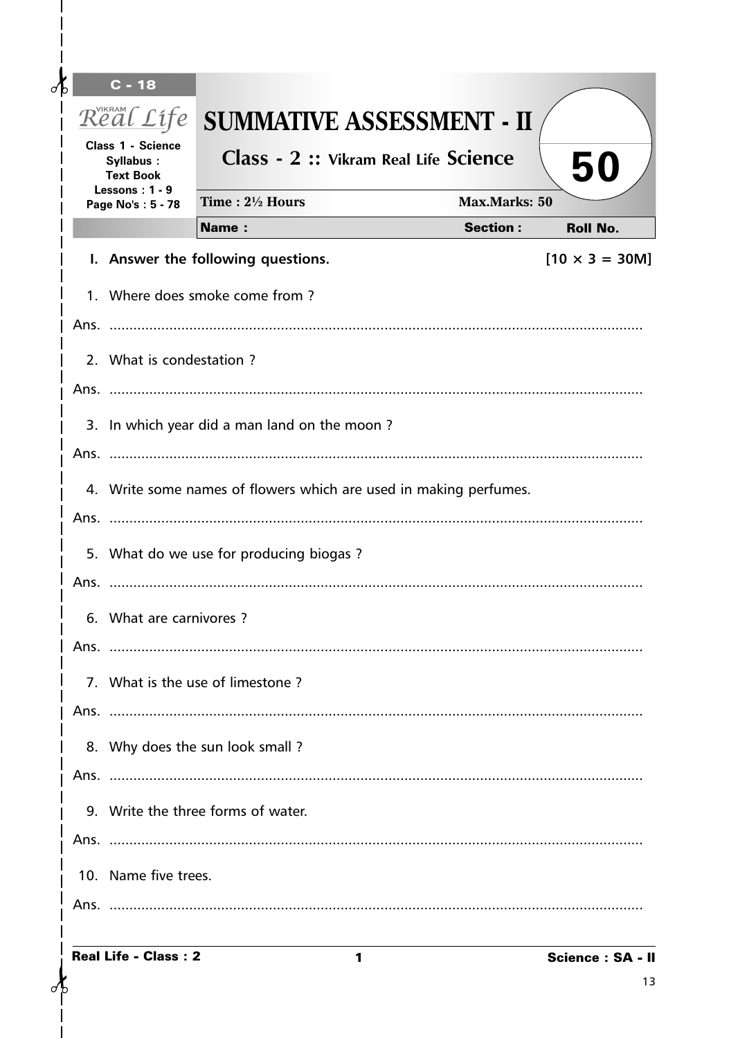C - 18

Vikram Real Life

**Class 1 - Science**
**Syllabus :**
**Text Book**
**Lessons : 1 - 9**
**Page No's : 5 - 78**

# SUMMATIVE ASSESSMENT - II

## Class - 2 :: Vikram Real Life Science

**50**

**Time : 2½ Hours** **Max.Marks: 50**

**Name :** **Section :** **Roll No.**

**I. Answer the following questions.** **[10 × 3 = 30M]**

1. Where does smoke come from ?

Ans. ....................................................................................................................................

2. What is condestation ?

Ans. ....................................................................................................................................

3. In which year did a man land on the moon ?

Ans. ....................................................................................................................................

4. Write some names of flowers which are used in making perfumes.

Ans. ....................................................................................................................................

5. What do we use for producing biogas ?

Ans. ....................................................................................................................................

6. What are carnivores ?

Ans. ....................................................................................................................................

7. What is the use of limestone ?

Ans. ....................................................................................................................................

8. Why does the sun look small ?

Ans. ....................................................................................................................................

9. Write the three forms of water.

Ans. ....................................................................................................................................

10. Name five trees.

Ans. ....................................................................................................................................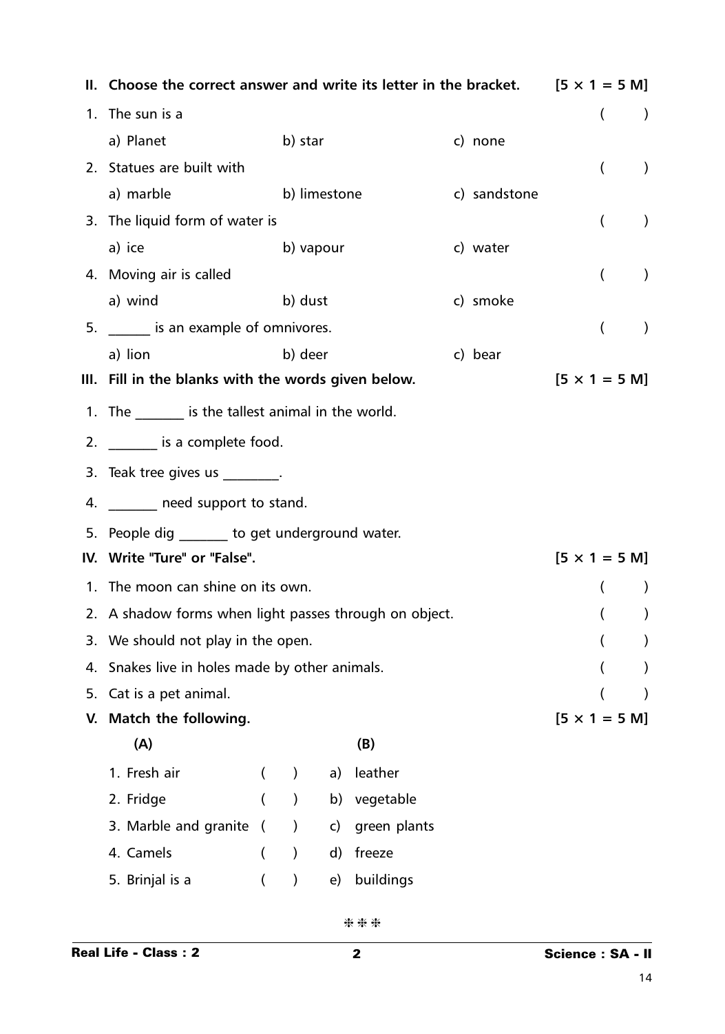**II. Choose the correct answer and write its letter in the bracket.** **[5 × 1 = 5 M]**

1. The sun is a ( )

   a) Planet b) star c) none

2. Statues are built with ( )

   a) marble b) limestone c) sandstone

3. The liquid form of water is ( )

   a) ice b) vapour c) water

4. Moving air is called ( )

   a) wind b) dust c) smoke

5. ______ is an example of omnivores. ( )

   a) lion b) deer c) bear

**III. Fill in the blanks with the words given below.** **[5 × 1 = 5 M]**

1. The _______ is the tallest animal in the world.
2. _______ is a complete food.
3. Teak tree gives us ________.
4. _______ need support to stand.
5. People dig _______ to get underground water.

**IV. Write "Ture" or "False".** **[5 × 1 = 5 M]**

1. The moon can shine on its own. ( )
2. A shadow forms when light passes through on object. ( )
3. We should not play in the open. ( )
4. Snakes live in holes made by other animals. ( )
5. Cat is a pet animal. ( )

**V. Match the following.** **[5 × 1 = 5 M]**

| (A) | | (B) |
|---|---|---|
| 1. Fresh air | ( ) | a) leather |
| 2. Fridge | ( ) | b) vegetable |
| 3. Marble and granite | ( ) | c) green plants |
| 4. Camels | ( ) | d) freeze |
| 5. Brinjal is a | ( ) | e) buildings |

❊❊❊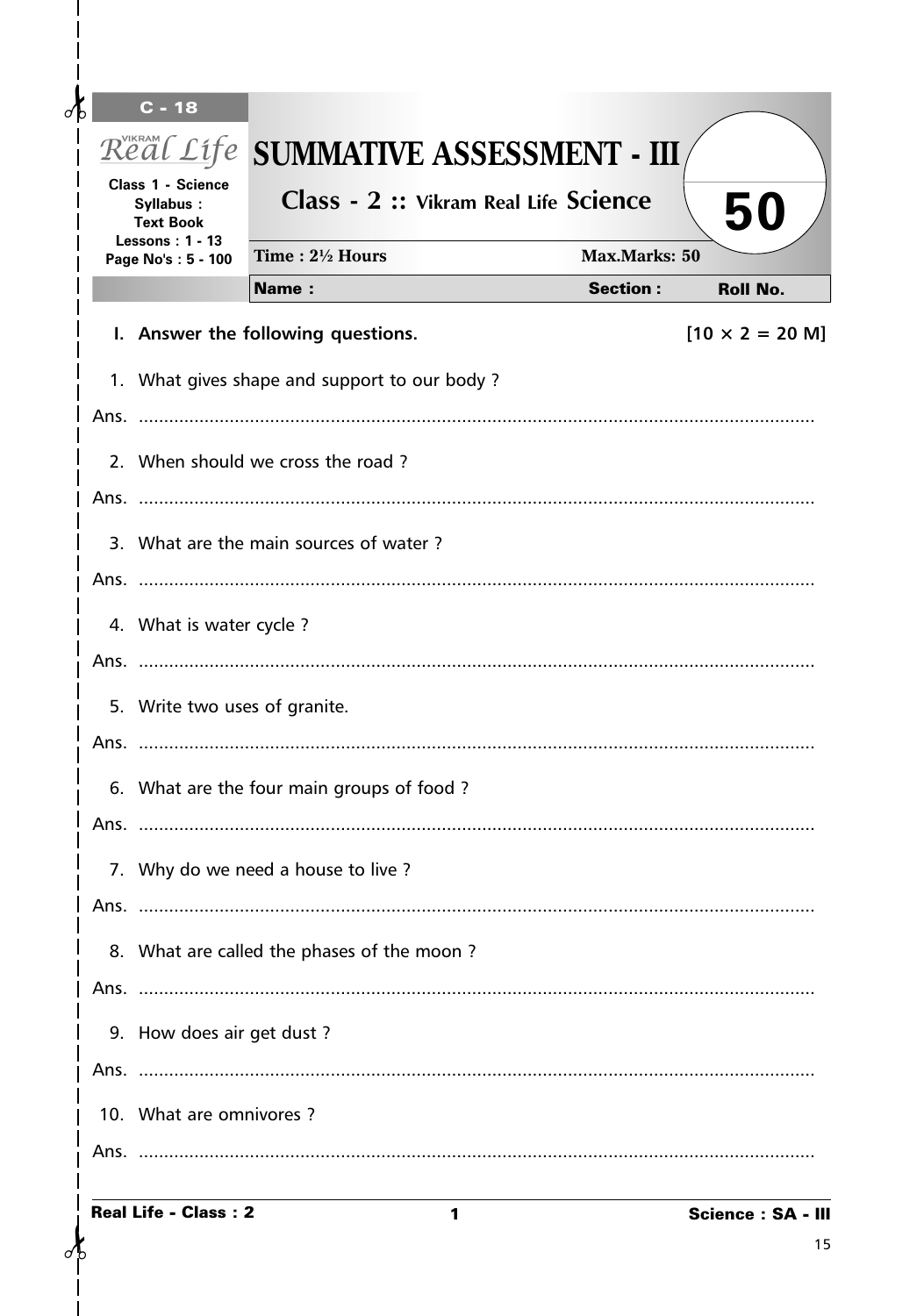C - 18

Vikram Real Life

Class 1 - Science
Syllabus :
Text Book
Lessons : 1 - 13
Page No's : 5 - 100

# SUMMATIVE ASSESSMENT - III

## Class - 2 :: Vikram Real Life Science

**50**

Time : 2½ Hours | Max.Marks: 50

**Name :** | **Section :** | **Roll No.**

**I. Answer the following questions.** **[10 × 2 = 20 M]**

1. What gives shape and support to our body ?

Ans. ..........................................................................................................................

2. When should we cross the road ?

Ans. ..........................................................................................................................

3. What are the main sources of water ?

Ans. ..........................................................................................................................

4. What is water cycle ?

Ans. ..........................................................................................................................

5. Write two uses of granite.

Ans. ..........................................................................................................................

6. What are the four main groups of food ?

Ans. ..........................................................................................................................

7. Why do we need a house to live ?

Ans. ..........................................................................................................................

8. What are called the phases of the moon ?

Ans. ..........................................................................................................................

9. How does air get dust ?

Ans. ..........................................................................................................................

10. What are omnivores ?

Ans. ..........................................................................................................................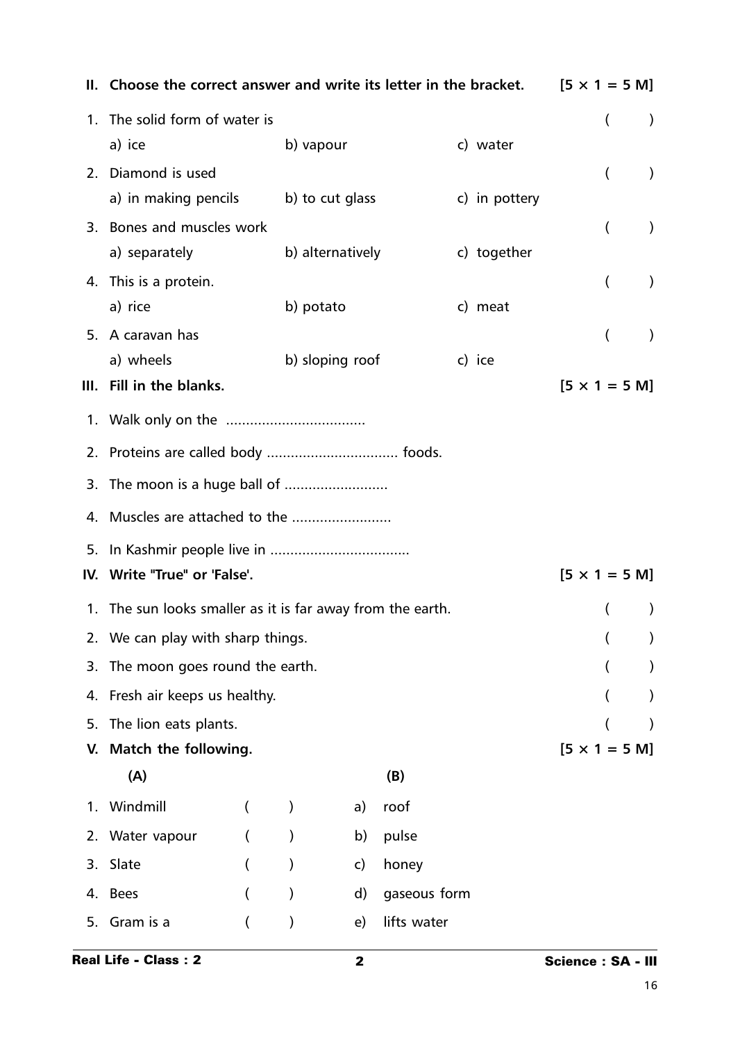## II. Choose the correct answer and write its letter in the bracket. [5 × 1 = 5 M]

1. The solid form of water is ( )
   a) ice b) vapour c) water
2. Diamond is used ( )
   a) in making pencils b) to cut glass c) in pottery
3. Bones and muscles work ( )
   a) separately b) alternatively c) together
4. This is a protein. ( )
   a) rice b) potato c) meat
5. A caravan has ( )
   a) wheels b) sloping roof c) ice

## III. Fill in the blanks. [5 × 1 = 5 M]

1. Walk only on the ..................................
2. Proteins are called body ................................ foods.
3. The moon is a huge ball of .........................
4. Muscles are attached to the ........................
5. In Kashmir people live in ..................................

## IV. Write "True" or 'False'. [5 × 1 = 5 M]

1. The sun looks smaller as it is far away from the earth. ( )
2. We can play with sharp things. ( )
3. The moon goes round the earth. ( )
4. Fresh air keeps us healthy. ( )
5. The lion eats plants. ( )

## V. Match the following. [5 × 1 = 5 M]

| (A) | | (B) |
|---|---|---|
| 1. Windmill | ( ) | a) roof |
| 2. Water vapour | ( ) | b) pulse |
| 3. Slate | ( ) | c) honey |
| 4. Bees | ( ) | d) gaseous form |
| 5. Gram is a | ( ) | e) lifts water |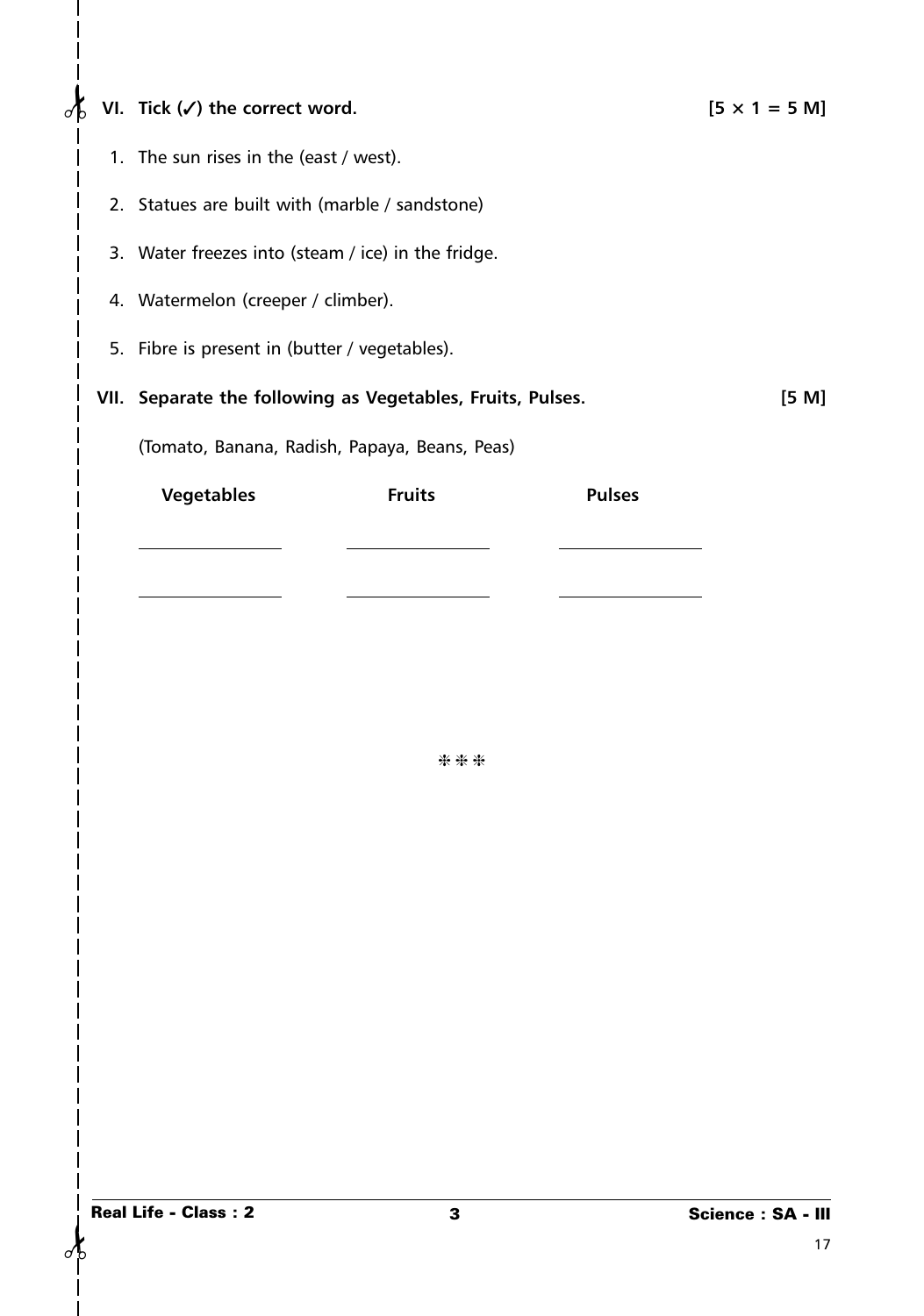### VI. Tick (✓) the correct word. [5 × 1 = 5 M]

1. The sun rises in the (east / west).
2. Statues are built with (marble / sandstone)
3. Water freezes into (steam / ice) in the fridge.
4. Watermelon (creeper / climber).
5. Fibre is present in (butter / vegetables).

### VII. Separate the following as Vegetables, Fruits, Pulses. [5 M]

(Tomato, Banana, Radish, Papaya, Beans, Peas)

| Vegetables | Fruits | Pulses |
|---|---|---|
| ________ | ________ | ________ |
| ________ | ________ | ________ |

❋ ❋ ❋